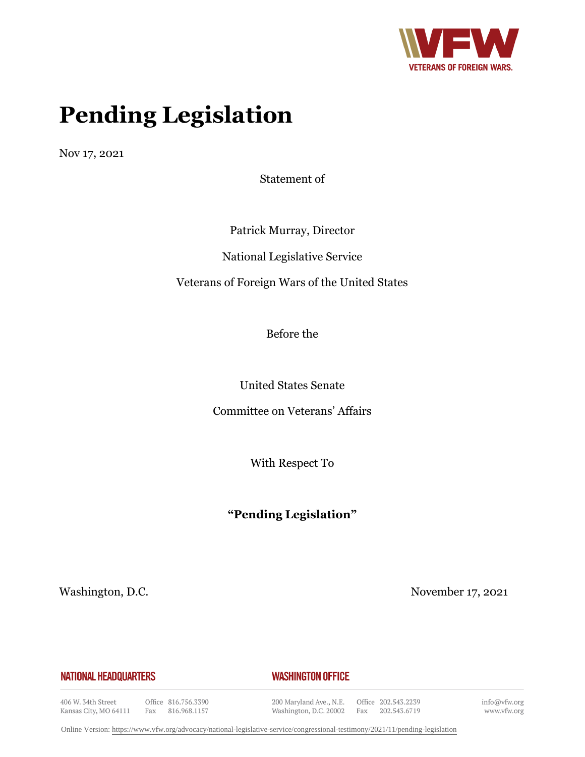# Pending Legislation

Nov 17, 2021

Statement of

Patrick Murray, Director

National Legislative Service

Veterans of Foreign Wars of the United States

Before the

United States Senate

Committee on Veterans' Affairs

With Respect To

**"Pending Legislation"**

Washington, D.C. November 17, 2021

**NATIONAL HEADQUARTERS**

406 W. 34th Street
Kansas City, MO 64111
Office 816.756.3390
Fax 816.968.1157

**WASHINGTON OFFICE**

200 Maryland Ave., N.E.
Washington, D.C. 20002
Office 202.543.2239
Fax 202.543.6719

info@vfw.org
www.vfw.org

Online Version: https://www.vfw.org/advocacy/national-legislative-service/congressional-testimony/2021/11/pending-legislation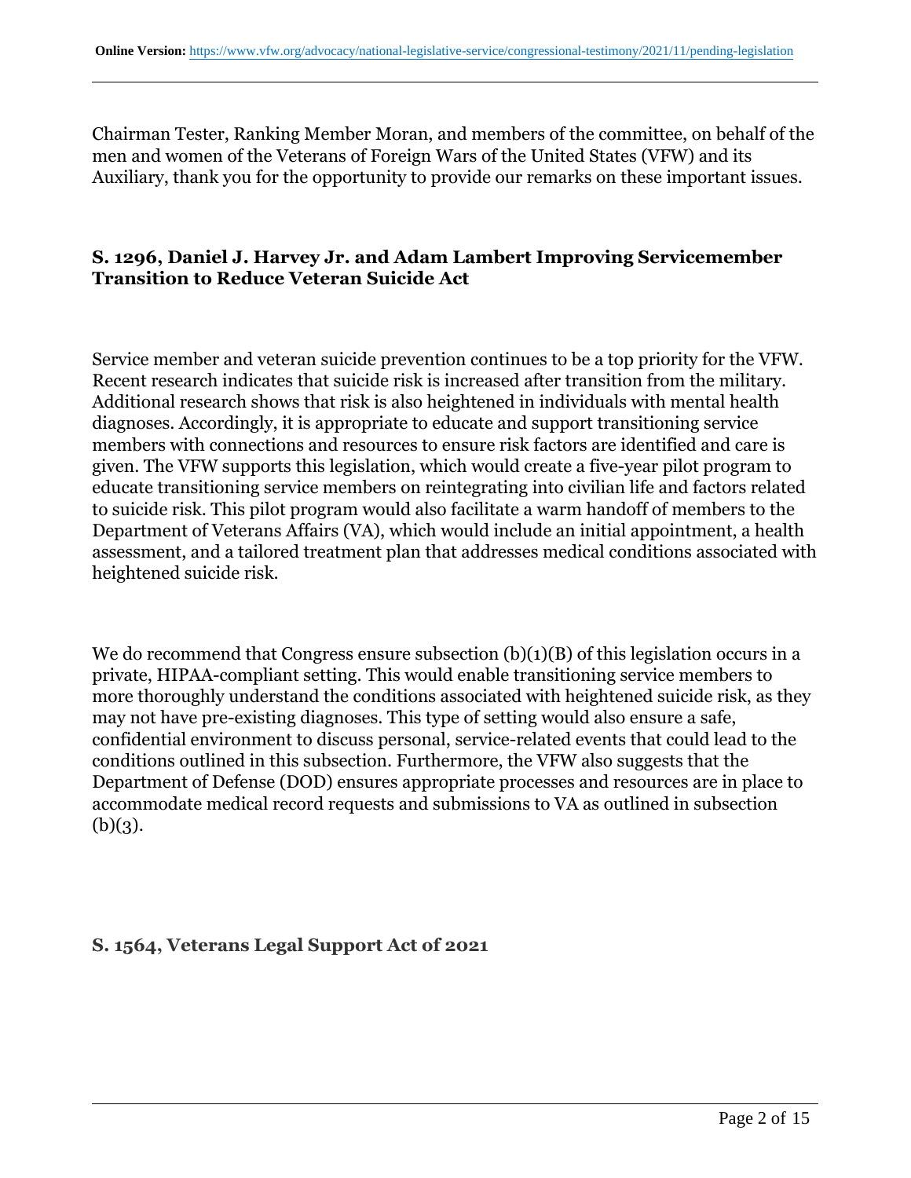Chairman Tester, Ranking Member Moran, and members of the committee, on behalf of the men and women of the Veterans of Foreign Wars of the United States (VFW) and its Auxiliary, thank you for the opportunity to provide our remarks on these important issues.

### S. 1296, Daniel J. Harvey Jr. and Adam Lambert Improving Servicemember Transition to Reduce Veteran Suicide Act

Service member and veteran suicide prevention continues to be a top priority for the VFW. Recent research indicates that suicide risk is increased after transition from the military. Additional research shows that risk is also heightened in individuals with mental health diagnoses. Accordingly, it is appropriate to educate and support transitioning service members with connections and resources to ensure risk factors are identified and care is given. The VFW supports this legislation, which would create a five-year pilot program to educate transitioning service members on reintegrating into civilian life and factors related to suicide risk. This pilot program would also facilitate a warm handoff of members to the Department of Veterans Affairs (VA), which would include an initial appointment, a health assessment, and a tailored treatment plan that addresses medical conditions associated with heightened suicide risk.

We do recommend that Congress ensure subsection (b)(1)(B) of this legislation occurs in a private, HIPAA-compliant setting. This would enable transitioning service members to more thoroughly understand the conditions associated with heightened suicide risk, as they may not have pre-existing diagnoses. This type of setting would also ensure a safe, confidential environment to discuss personal, service-related events that could lead to the conditions outlined in this subsection. Furthermore, the VFW also suggests that the Department of Defense (DOD) ensures appropriate processes and resources are in place to accommodate medical record requests and submissions to VA as outlined in subsection (b)(3).

### S. 1564, Veterans Legal Support Act of 2021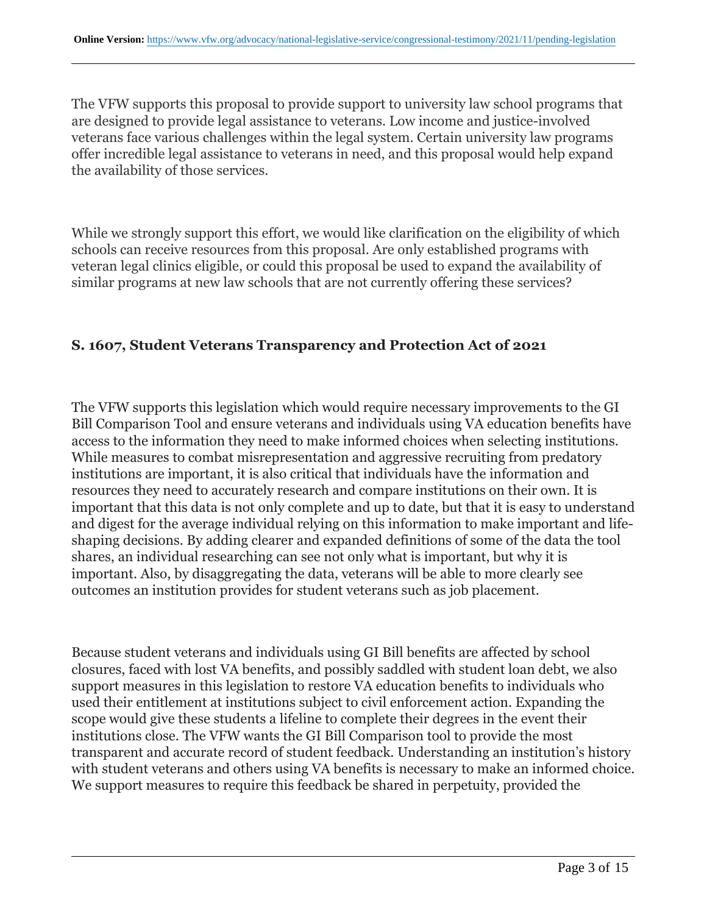The VFW supports this proposal to provide support to university law school programs that are designed to provide legal assistance to veterans. Low income and justice-involved veterans face various challenges within the legal system. Certain university law programs offer incredible legal assistance to veterans in need, and this proposal would help expand the availability of those services.

While we strongly support this effort, we would like clarification on the eligibility of which schools can receive resources from this proposal. Are only established programs with veteran legal clinics eligible, or could this proposal be used to expand the availability of similar programs at new law schools that are not currently offering these services?

### S. 1607, Student Veterans Transparency and Protection Act of 2021

The VFW supports this legislation which would require necessary improvements to the GI Bill Comparison Tool and ensure veterans and individuals using VA education benefits have access to the information they need to make informed choices when selecting institutions. While measures to combat misrepresentation and aggressive recruiting from predatory institutions are important, it is also critical that individuals have the information and resources they need to accurately research and compare institutions on their own. It is important that this data is not only complete and up to date, but that it is easy to understand and digest for the average individual relying on this information to make important and life-shaping decisions. By adding clearer and expanded definitions of some of the data the tool shares, an individual researching can see not only what is important, but why it is important. Also, by disaggregating the data, veterans will be able to more clearly see outcomes an institution provides for student veterans such as job placement.

Because student veterans and individuals using GI Bill benefits are affected by school closures, faced with lost VA benefits, and possibly saddled with student loan debt, we also support measures in this legislation to restore VA education benefits to individuals who used their entitlement at institutions subject to civil enforcement action. Expanding the scope would give these students a lifeline to complete their degrees in the event their institutions close. The VFW wants the GI Bill Comparison tool to provide the most transparent and accurate record of student feedback. Understanding an institution's history with student veterans and others using VA benefits is necessary to make an informed choice. We support measures to require this feedback be shared in perpetuity, provided the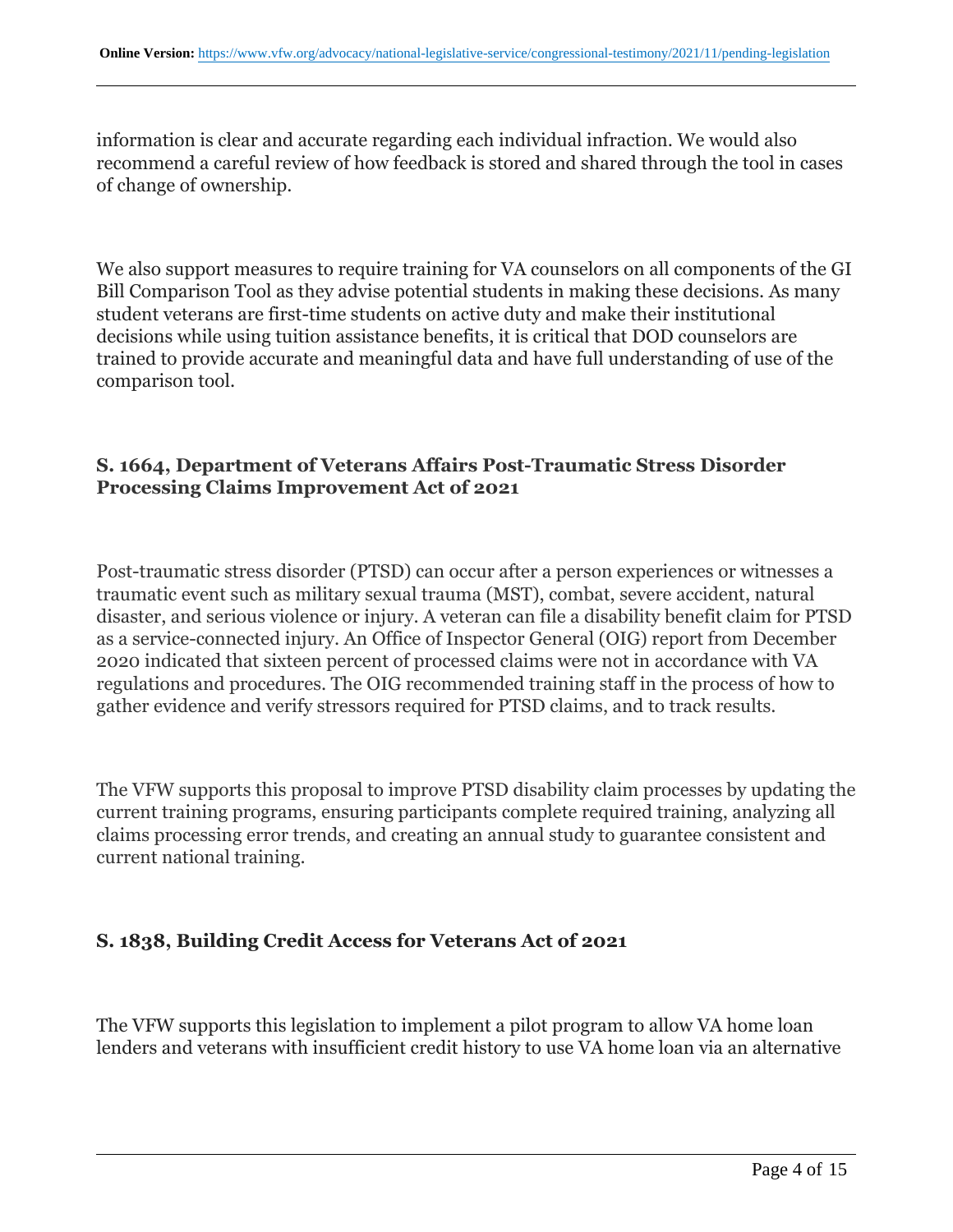information is clear and accurate regarding each individual infraction. We would also recommend a careful review of how feedback is stored and shared through the tool in cases of change of ownership.

We also support measures to require training for VA counselors on all components of the GI Bill Comparison Tool as they advise potential students in making these decisions. As many student veterans are first-time students on active duty and make their institutional decisions while using tuition assistance benefits, it is critical that DOD counselors are trained to provide accurate and meaningful data and have full understanding of use of the comparison tool.

### S. 1664, Department of Veterans Affairs Post-Traumatic Stress Disorder Processing Claims Improvement Act of 2021

Post-traumatic stress disorder (PTSD) can occur after a person experiences or witnesses a traumatic event such as military sexual trauma (MST), combat, severe accident, natural disaster, and serious violence or injury. A veteran can file a disability benefit claim for PTSD as a service-connected injury. An Office of Inspector General (OIG) report from December 2020 indicated that sixteen percent of processed claims were not in accordance with VA regulations and procedures. The OIG recommended training staff in the process of how to gather evidence and verify stressors required for PTSD claims, and to track results.

The VFW supports this proposal to improve PTSD disability claim processes by updating the current training programs, ensuring participants complete required training, analyzing all claims processing error trends, and creating an annual study to guarantee consistent and current national training.

### S. 1838, Building Credit Access for Veterans Act of 2021

The VFW supports this legislation to implement a pilot program to allow VA home loan lenders and veterans with insufficient credit history to use VA home loan via an alternative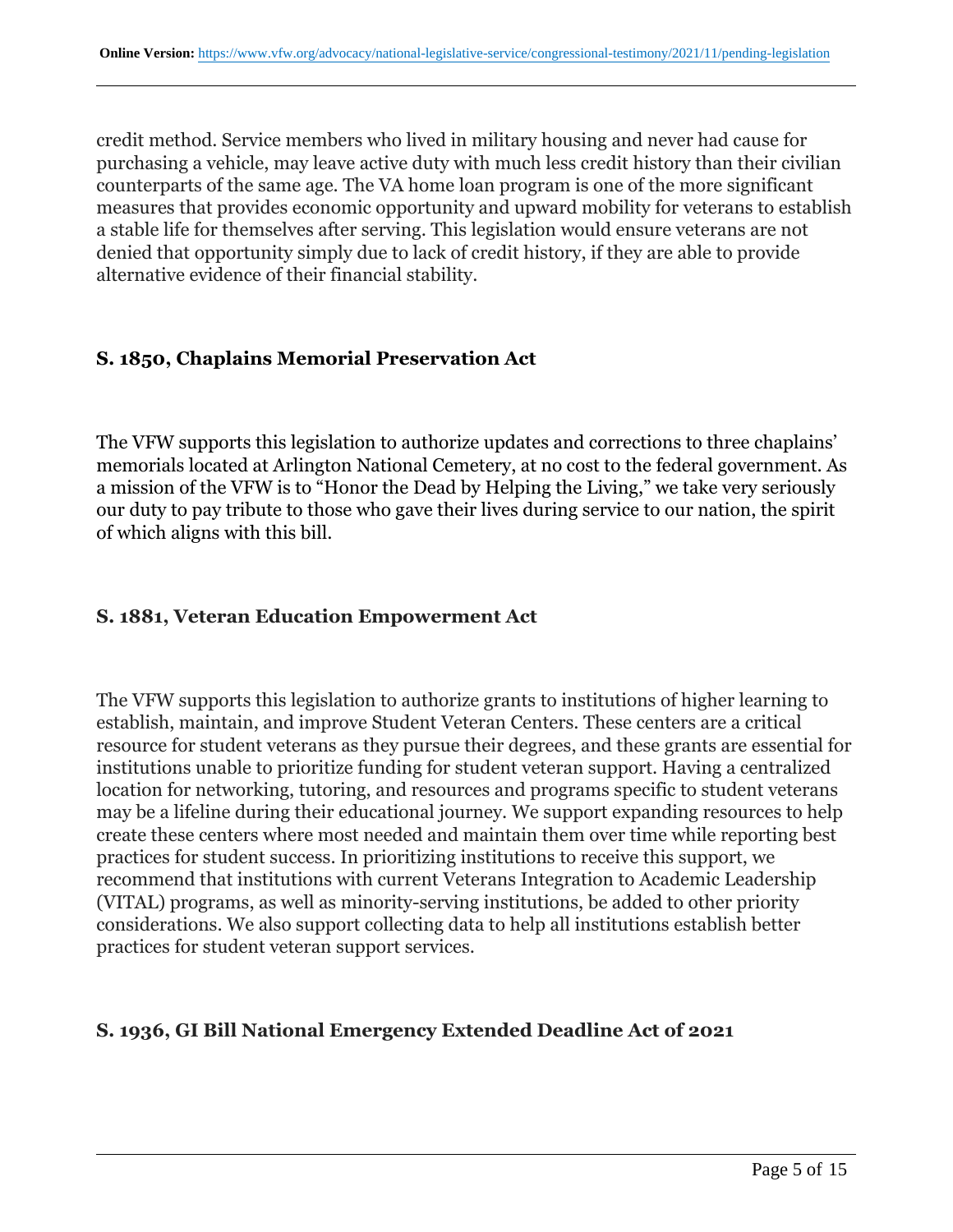credit method. Service members who lived in military housing and never had cause for purchasing a vehicle, may leave active duty with much less credit history than their civilian counterparts of the same age. The VA home loan program is one of the more significant measures that provides economic opportunity and upward mobility for veterans to establish a stable life for themselves after serving. This legislation would ensure veterans are not denied that opportunity simply due to lack of credit history, if they are able to provide alternative evidence of their financial stability.

### S. 1850, Chaplains Memorial Preservation Act

The VFW supports this legislation to authorize updates and corrections to three chaplains' memorials located at Arlington National Cemetery, at no cost to the federal government. As a mission of the VFW is to "Honor the Dead by Helping the Living," we take very seriously our duty to pay tribute to those who gave their lives during service to our nation, the spirit of which aligns with this bill.

### S. 1881, Veteran Education Empowerment Act

The VFW supports this legislation to authorize grants to institutions of higher learning to establish, maintain, and improve Student Veteran Centers. These centers are a critical resource for student veterans as they pursue their degrees, and these grants are essential for institutions unable to prioritize funding for student veteran support. Having a centralized location for networking, tutoring, and resources and programs specific to student veterans may be a lifeline during their educational journey. We support expanding resources to help create these centers where most needed and maintain them over time while reporting best practices for student success. In prioritizing institutions to receive this support, we recommend that institutions with current Veterans Integration to Academic Leadership (VITAL) programs, as well as minority-serving institutions, be added to other priority considerations. We also support collecting data to help all institutions establish better practices for student veteran support services.

### S. 1936, GI Bill National Emergency Extended Deadline Act of 2021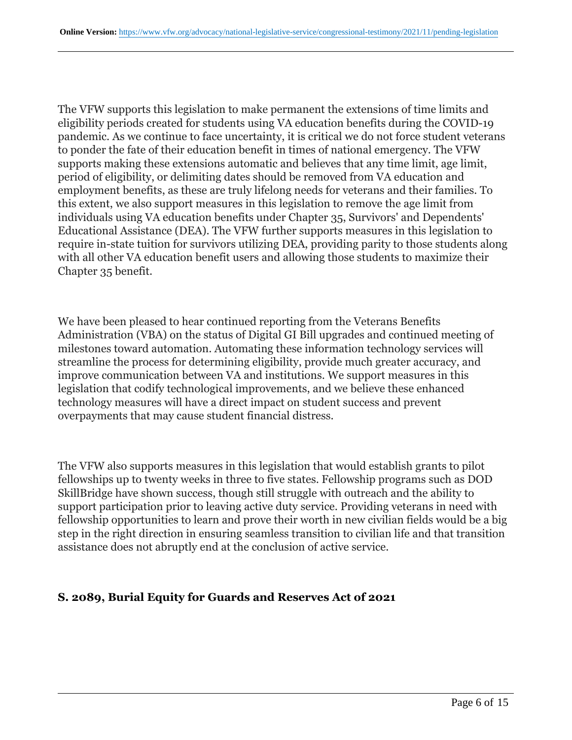The VFW supports this legislation to make permanent the extensions of time limits and eligibility periods created for students using VA education benefits during the COVID-19 pandemic. As we continue to face uncertainty, it is critical we do not force student veterans to ponder the fate of their education benefit in times of national emergency. The VFW supports making these extensions automatic and believes that any time limit, age limit, period of eligibility, or delimiting dates should be removed from VA education and employment benefits, as these are truly lifelong needs for veterans and their families. To this extent, we also support measures in this legislation to remove the age limit from individuals using VA education benefits under Chapter 35, Survivors' and Dependents' Educational Assistance (DEA). The VFW further supports measures in this legislation to require in-state tuition for survivors utilizing DEA, providing parity to those students along with all other VA education benefit users and allowing those students to maximize their Chapter 35 benefit.

We have been pleased to hear continued reporting from the Veterans Benefits Administration (VBA) on the status of Digital GI Bill upgrades and continued meeting of milestones toward automation. Automating these information technology services will streamline the process for determining eligibility, provide much greater accuracy, and improve communication between VA and institutions. We support measures in this legislation that codify technological improvements, and we believe these enhanced technology measures will have a direct impact on student success and prevent overpayments that may cause student financial distress.

The VFW also supports measures in this legislation that would establish grants to pilot fellowships up to twenty weeks in three to five states. Fellowship programs such as DOD SkillBridge have shown success, though still struggle with outreach and the ability to support participation prior to leaving active duty service. Providing veterans in need with fellowship opportunities to learn and prove their worth in new civilian fields would be a big step in the right direction in ensuring seamless transition to civilian life and that transition assistance does not abruptly end at the conclusion of active service.

### S. 2089, Burial Equity for Guards and Reserves Act of 2021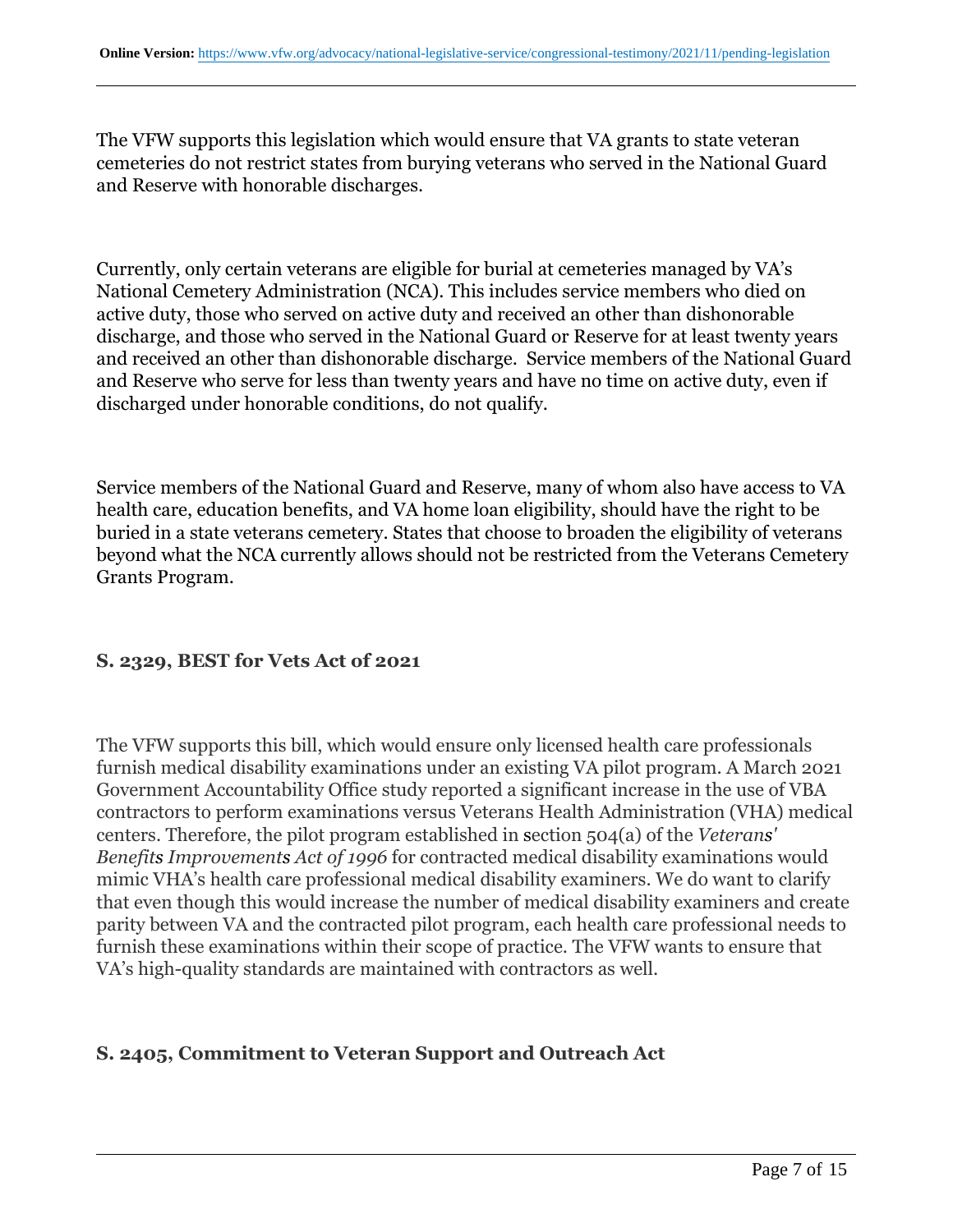The VFW supports this legislation which would ensure that VA grants to state veteran cemeteries do not restrict states from burying veterans who served in the National Guard and Reserve with honorable discharges.

Currently, only certain veterans are eligible for burial at cemeteries managed by VA's National Cemetery Administration (NCA). This includes service members who died on active duty, those who served on active duty and received an other than dishonorable discharge, and those who served in the National Guard or Reserve for at least twenty years and received an other than dishonorable discharge. Service members of the National Guard and Reserve who serve for less than twenty years and have no time on active duty, even if discharged under honorable conditions, do not qualify.

Service members of the National Guard and Reserve, many of whom also have access to VA health care, education benefits, and VA home loan eligibility, should have the right to be buried in a state veterans cemetery. States that choose to broaden the eligibility of veterans beyond what the NCA currently allows should not be restricted from the Veterans Cemetery Grants Program.

### S. 2329, BEST for Vets Act of 2021

The VFW supports this bill, which would ensure only licensed health care professionals furnish medical disability examinations under an existing VA pilot program. A March 2021 Government Accountability Office study reported a significant increase in the use of VBA contractors to perform examinations versus Veterans Health Administration (VHA) medical centers. Therefore, the pilot program established in section 504(a) of the *Veterans' Benefits Improvements Act of 1996* for contracted medical disability examinations would mimic VHA's health care professional medical disability examiners. We do want to clarify that even though this would increase the number of medical disability examiners and create parity between VA and the contracted pilot program, each health care professional needs to furnish these examinations within their scope of practice. The VFW wants to ensure that VA's high-quality standards are maintained with contractors as well.

### S. 2405, Commitment to Veteran Support and Outreach Act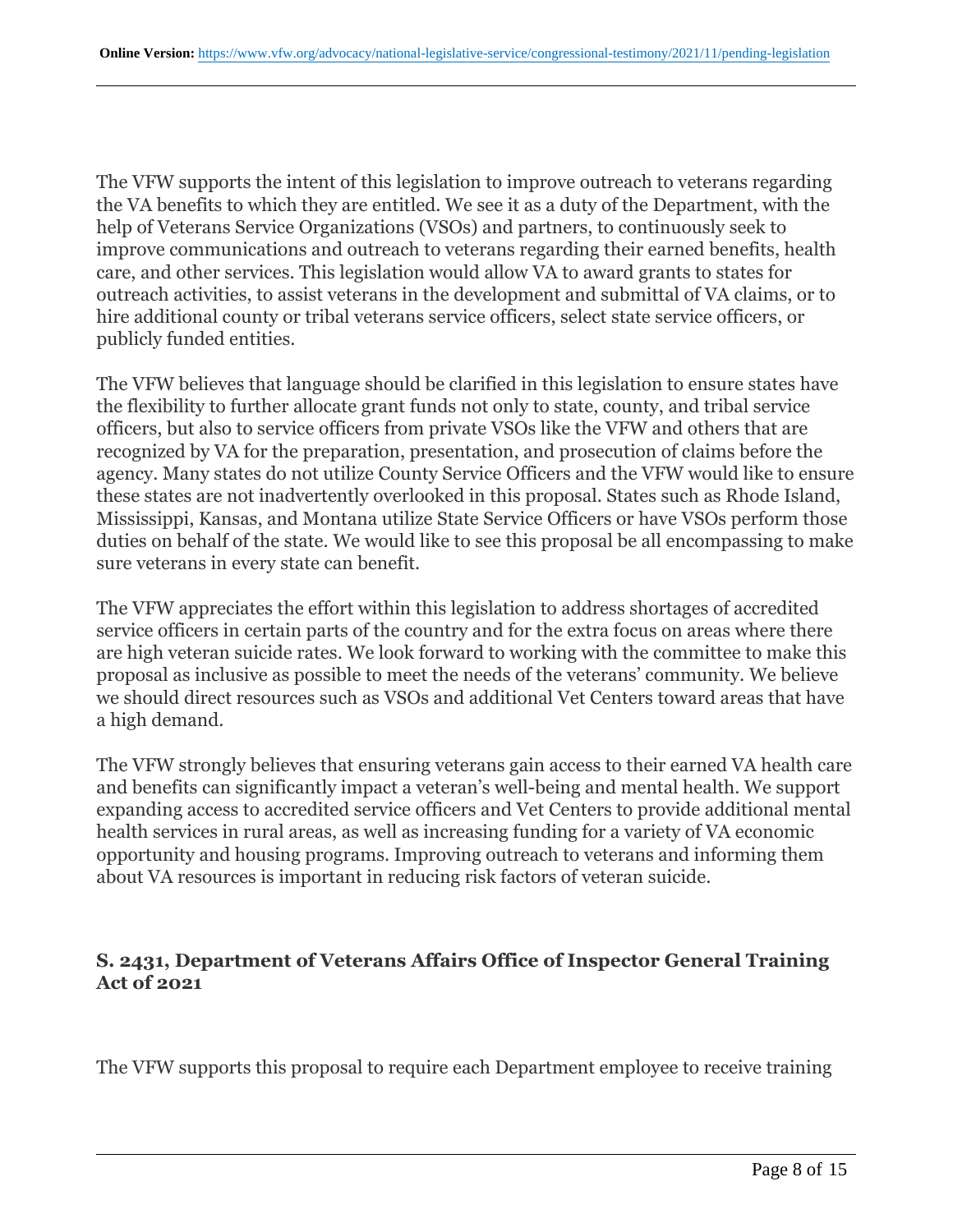The VFW supports the intent of this legislation to improve outreach to veterans regarding the VA benefits to which they are entitled. We see it as a duty of the Department, with the help of Veterans Service Organizations (VSOs) and partners, to continuously seek to improve communications and outreach to veterans regarding their earned benefits, health care, and other services. This legislation would allow VA to award grants to states for outreach activities, to assist veterans in the development and submittal of VA claims, or to hire additional county or tribal veterans service officers, select state service officers, or publicly funded entities.

The VFW believes that language should be clarified in this legislation to ensure states have the flexibility to further allocate grant funds not only to state, county, and tribal service officers, but also to service officers from private VSOs like the VFW and others that are recognized by VA for the preparation, presentation, and prosecution of claims before the agency. Many states do not utilize County Service Officers and the VFW would like to ensure these states are not inadvertently overlooked in this proposal. States such as Rhode Island, Mississippi, Kansas, and Montana utilize State Service Officers or have VSOs perform those duties on behalf of the state. We would like to see this proposal be all encompassing to make sure veterans in every state can benefit.

The VFW appreciates the effort within this legislation to address shortages of accredited service officers in certain parts of the country and for the extra focus on areas where there are high veteran suicide rates. We look forward to working with the committee to make this proposal as inclusive as possible to meet the needs of the veterans' community. We believe we should direct resources such as VSOs and additional Vet Centers toward areas that have a high demand.

The VFW strongly believes that ensuring veterans gain access to their earned VA health care and benefits can significantly impact a veteran's well-being and mental health. We support expanding access to accredited service officers and Vet Centers to provide additional mental health services in rural areas, as well as increasing funding for a variety of VA economic opportunity and housing programs. Improving outreach to veterans and informing them about VA resources is important in reducing risk factors of veteran suicide.

**S. 2431, Department of Veterans Affairs Office of Inspector General Training Act of 2021**

The VFW supports this proposal to require each Department employee to receive training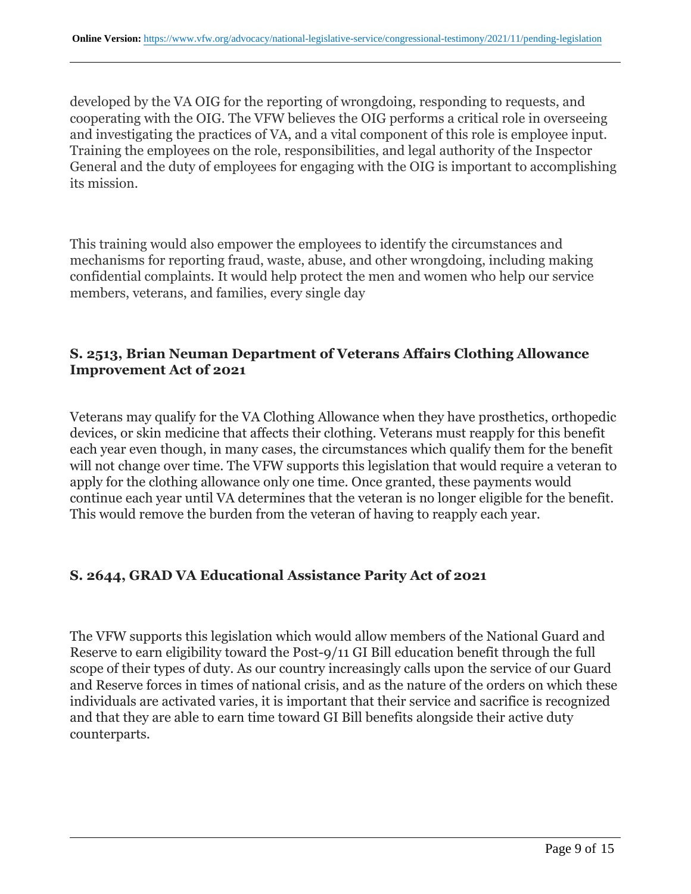developed by the VA OIG for the reporting of wrongdoing, responding to requests, and cooperating with the OIG. The VFW believes the OIG performs a critical role in overseeing and investigating the practices of VA, and a vital component of this role is employee input. Training the employees on the role, responsibilities, and legal authority of the Inspector General and the duty of employees for engaging with the OIG is important to accomplishing its mission.

This training would also empower the employees to identify the circumstances and mechanisms for reporting fraud, waste, abuse, and other wrongdoing, including making confidential complaints. It would help protect the men and women who help our service members, veterans, and families, every single day

### S. 2513, Brian Neuman Department of Veterans Affairs Clothing Allowance Improvement Act of 2021

Veterans may qualify for the VA Clothing Allowance when they have prosthetics, orthopedic devices, or skin medicine that affects their clothing. Veterans must reapply for this benefit each year even though, in many cases, the circumstances which qualify them for the benefit will not change over time. The VFW supports this legislation that would require a veteran to apply for the clothing allowance only one time. Once granted, these payments would continue each year until VA determines that the veteran is no longer eligible for the benefit. This would remove the burden from the veteran of having to reapply each year.

### S. 2644, GRAD VA Educational Assistance Parity Act of 2021

The VFW supports this legislation which would allow members of the National Guard and Reserve to earn eligibility toward the Post-9/11 GI Bill education benefit through the full scope of their types of duty. As our country increasingly calls upon the service of our Guard and Reserve forces in times of national crisis, and as the nature of the orders on which these individuals are activated varies, it is important that their service and sacrifice is recognized and that they are able to earn time toward GI Bill benefits alongside their active duty counterparts.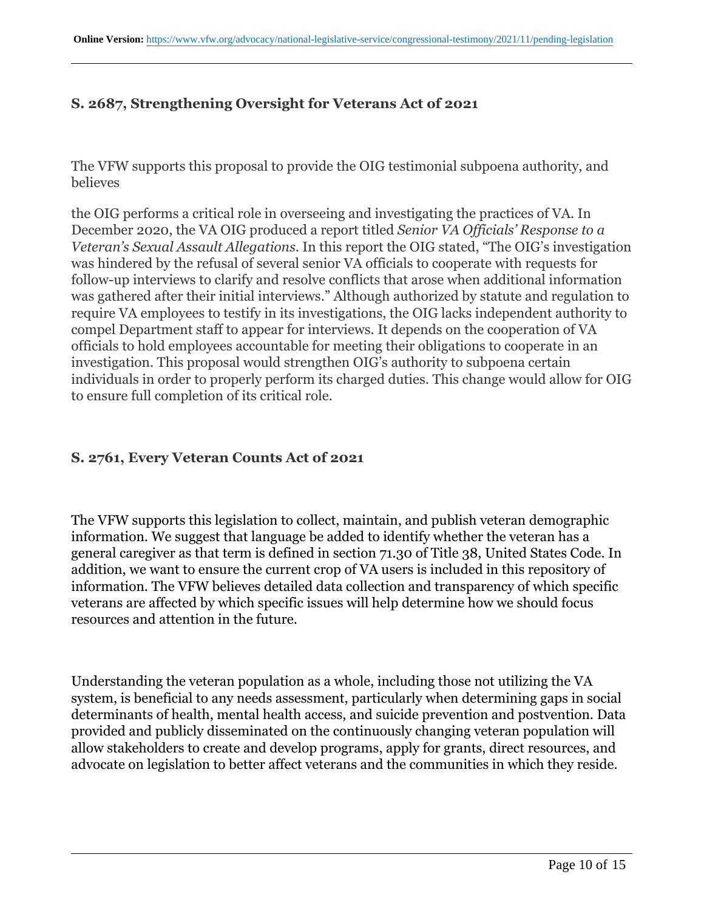### S. 2687, Strengthening Oversight for Veterans Act of 2021

The VFW supports this proposal to provide the OIG testimonial subpoena authority, and believes

the OIG performs a critical role in overseeing and investigating the practices of VA. In December 2020, the VA OIG produced a report titled *Senior VA Officials' Response to a Veteran's Sexual Assault Allegations*. In this report the OIG stated, "The OIG's investigation was hindered by the refusal of several senior VA officials to cooperate with requests for follow-up interviews to clarify and resolve conflicts that arose when additional information was gathered after their initial interviews." Although authorized by statute and regulation to require VA employees to testify in its investigations, the OIG lacks independent authority to compel Department staff to appear for interviews. It depends on the cooperation of VA officials to hold employees accountable for meeting their obligations to cooperate in an investigation. This proposal would strengthen OIG's authority to subpoena certain individuals in order to properly perform its charged duties. This change would allow for OIG to ensure full completion of its critical role.

### S. 2761, Every Veteran Counts Act of 2021

The VFW supports this legislation to collect, maintain, and publish veteran demographic information. We suggest that language be added to identify whether the veteran has a general caregiver as that term is defined in section 71.30 of Title 38, United States Code. In addition, we want to ensure the current crop of VA users is included in this repository of information. The VFW believes detailed data collection and transparency of which specific veterans are affected by which specific issues will help determine how we should focus resources and attention in the future.

Understanding the veteran population as a whole, including those not utilizing the VA system, is beneficial to any needs assessment, particularly when determining gaps in social determinants of health, mental health access, and suicide prevention and postvention. Data provided and publicly disseminated on the continuously changing veteran population will allow stakeholders to create and develop programs, apply for grants, direct resources, and advocate on legislation to better affect veterans and the communities in which they reside.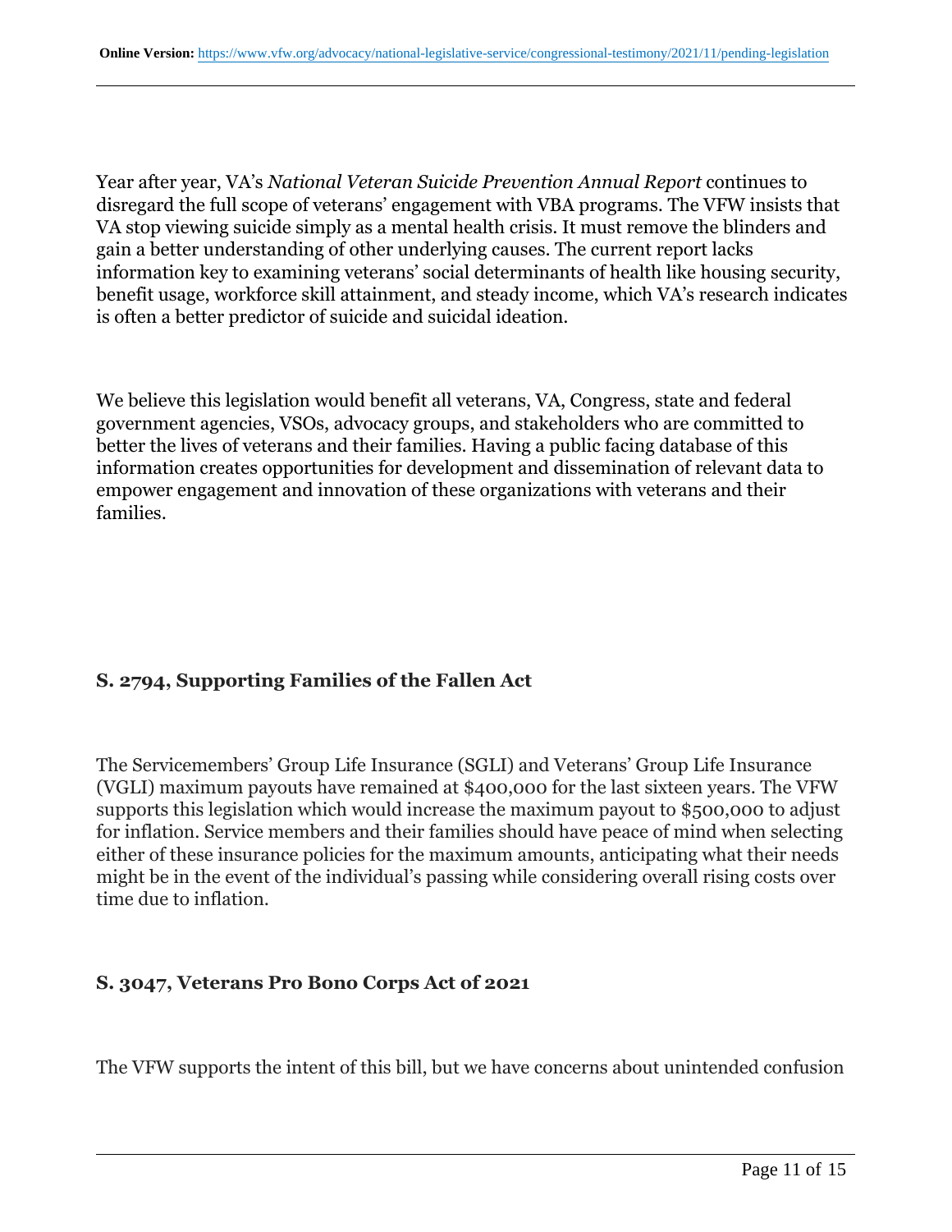Year after year, VA's *National Veteran Suicide Prevention Annual Report* continues to disregard the full scope of veterans' engagement with VBA programs. The VFW insists that VA stop viewing suicide simply as a mental health crisis. It must remove the blinders and gain a better understanding of other underlying causes. The current report lacks information key to examining veterans' social determinants of health like housing security, benefit usage, workforce skill attainment, and steady income, which VA's research indicates is often a better predictor of suicide and suicidal ideation.

We believe this legislation would benefit all veterans, VA, Congress, state and federal government agencies, VSOs, advocacy groups, and stakeholders who are committed to better the lives of veterans and their families. Having a public facing database of this information creates opportunities for development and dissemination of relevant data to empower engagement and innovation of these organizations with veterans and their families.

**S. 2794, Supporting Families of the Fallen Act**

The Servicemembers' Group Life Insurance (SGLI) and Veterans' Group Life Insurance (VGLI) maximum payouts have remained at $400,000 for the last sixteen years. The VFW supports this legislation which would increase the maximum payout to $500,000 to adjust for inflation. Service members and their families should have peace of mind when selecting either of these insurance policies for the maximum amounts, anticipating what their needs might be in the event of the individual's passing while considering overall rising costs over time due to inflation.

**S. 3047, Veterans Pro Bono Corps Act of 2021**

The VFW supports the intent of this bill, but we have concerns about unintended confusion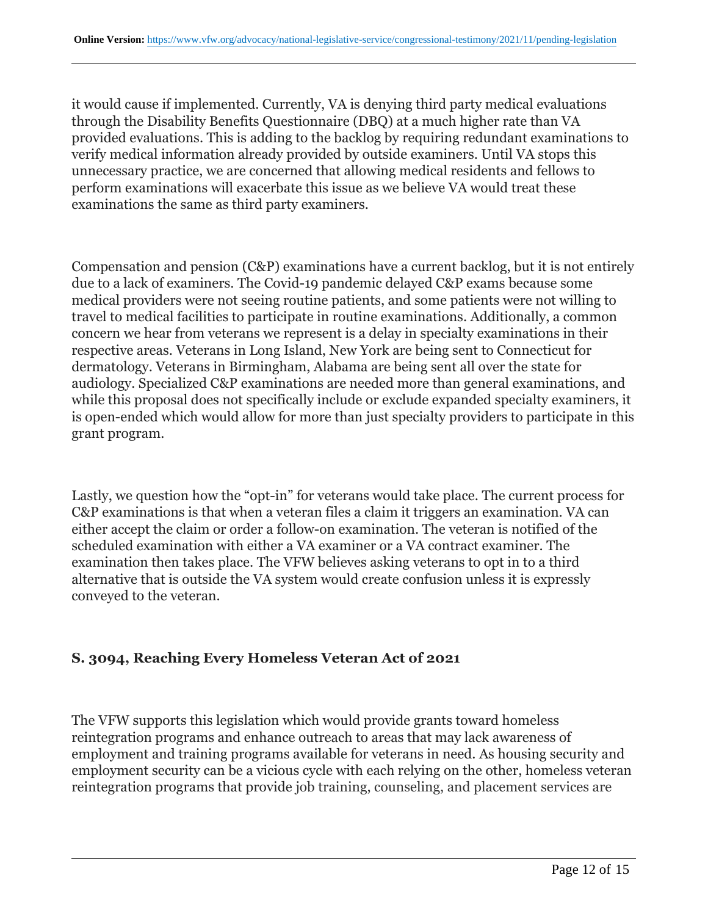it would cause if implemented. Currently, VA is denying third party medical evaluations through the Disability Benefits Questionnaire (DBQ) at a much higher rate than VA provided evaluations. This is adding to the backlog by requiring redundant examinations to verify medical information already provided by outside examiners. Until VA stops this unnecessary practice, we are concerned that allowing medical residents and fellows to perform examinations will exacerbate this issue as we believe VA would treat these examinations the same as third party examiners.

Compensation and pension (C&P) examinations have a current backlog, but it is not entirely due to a lack of examiners. The Covid-19 pandemic delayed C&P exams because some medical providers were not seeing routine patients, and some patients were not willing to travel to medical facilities to participate in routine examinations. Additionally, a common concern we hear from veterans we represent is a delay in specialty examinations in their respective areas. Veterans in Long Island, New York are being sent to Connecticut for dermatology. Veterans in Birmingham, Alabama are being sent all over the state for audiology. Specialized C&P examinations are needed more than general examinations, and while this proposal does not specifically include or exclude expanded specialty examiners, it is open-ended which would allow for more than just specialty providers to participate in this grant program.

Lastly, we question how the "opt-in" for veterans would take place. The current process for C&P examinations is that when a veteran files a claim it triggers an examination. VA can either accept the claim or order a follow-on examination. The veteran is notified of the scheduled examination with either a VA examiner or a VA contract examiner. The examination then takes place. The VFW believes asking veterans to opt in to a third alternative that is outside the VA system would create confusion unless it is expressly conveyed to the veteran.

### S. 3094, Reaching Every Homeless Veteran Act of 2021

The VFW supports this legislation which would provide grants toward homeless reintegration programs and enhance outreach to areas that may lack awareness of employment and training programs available for veterans in need. As housing security and employment security can be a vicious cycle with each relying on the other, homeless veteran reintegration programs that provide job training, counseling, and placement services are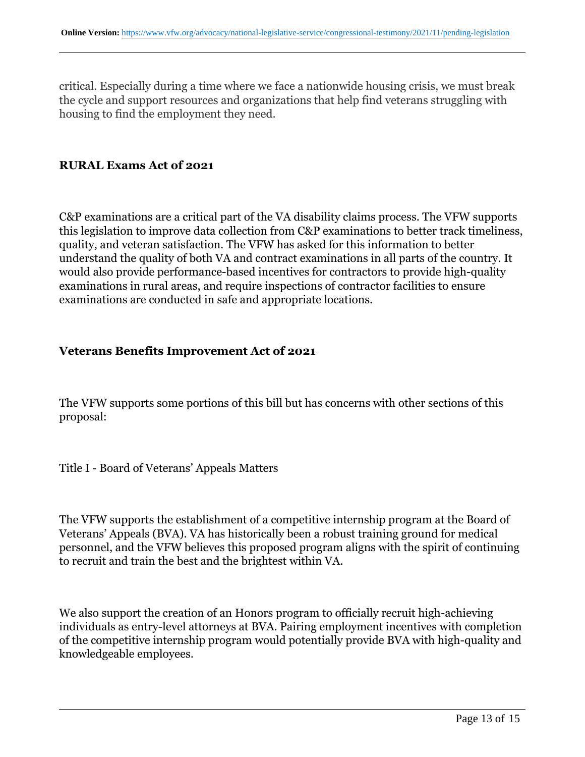critical. Especially during a time where we face a nationwide housing crisis, we must break the cycle and support resources and organizations that help find veterans struggling with housing to find the employment they need.

**RURAL Exams Act of 2021**

C&P examinations are a critical part of the VA disability claims process. The VFW supports this legislation to improve data collection from C&P examinations to better track timeliness, quality, and veteran satisfaction. The VFW has asked for this information to better understand the quality of both VA and contract examinations in all parts of the country. It would also provide performance-based incentives for contractors to provide high-quality examinations in rural areas, and require inspections of contractor facilities to ensure examinations are conducted in safe and appropriate locations.

**Veterans Benefits Improvement Act of 2021**

The VFW supports some portions of this bill but has concerns with other sections of this proposal:

Title I - Board of Veterans' Appeals Matters

The VFW supports the establishment of a competitive internship program at the Board of Veterans' Appeals (BVA). VA has historically been a robust training ground for medical personnel, and the VFW believes this proposed program aligns with the spirit of continuing to recruit and train the best and the brightest within VA.

We also support the creation of an Honors program to officially recruit high-achieving individuals as entry-level attorneys at BVA. Pairing employment incentives with completion of the competitive internship program would potentially provide BVA with high-quality and knowledgeable employees.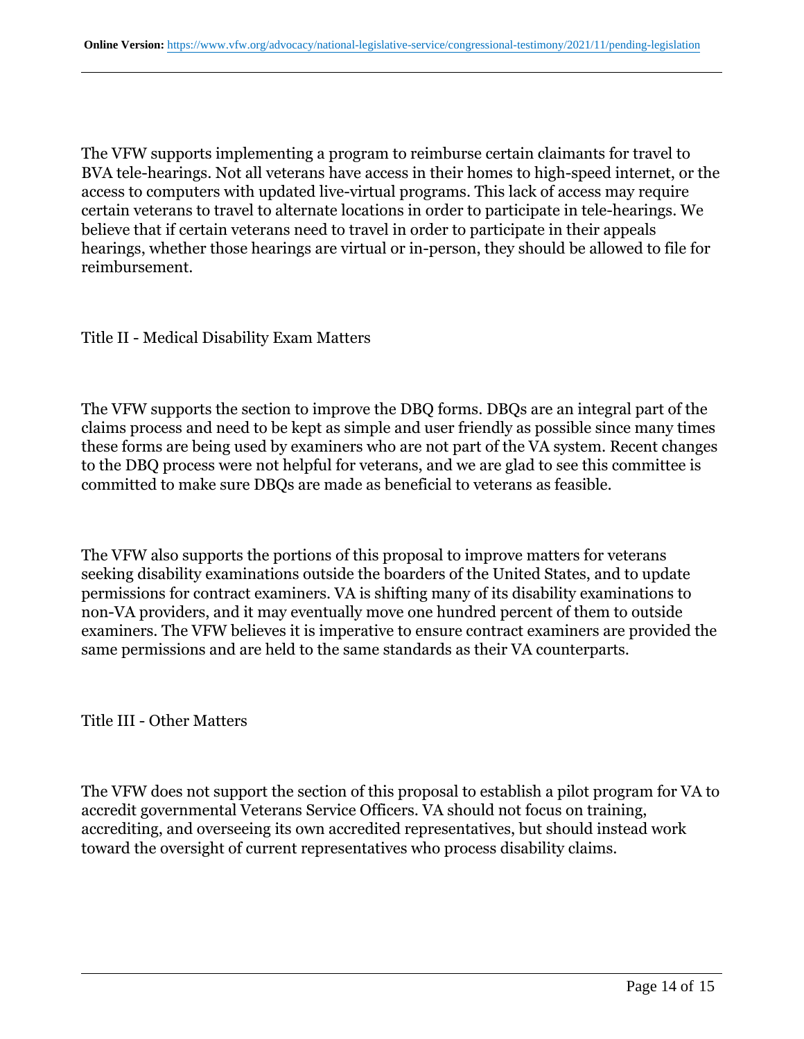The VFW supports implementing a program to reimburse certain claimants for travel to BVA tele-hearings. Not all veterans have access in their homes to high-speed internet, or the access to computers with updated live-virtual programs. This lack of access may require certain veterans to travel to alternate locations in order to participate in tele-hearings. We believe that if certain veterans need to travel in order to participate in their appeals hearings, whether those hearings are virtual or in-person, they should be allowed to file for reimbursement.

Title II - Medical Disability Exam Matters

The VFW supports the section to improve the DBQ forms. DBQs are an integral part of the claims process and need to be kept as simple and user friendly as possible since many times these forms are being used by examiners who are not part of the VA system. Recent changes to the DBQ process were not helpful for veterans, and we are glad to see this committee is committed to make sure DBQs are made as beneficial to veterans as feasible.

The VFW also supports the portions of this proposal to improve matters for veterans seeking disability examinations outside the boarders of the United States, and to update permissions for contract examiners. VA is shifting many of its disability examinations to non-VA providers, and it may eventually move one hundred percent of them to outside examiners. The VFW believes it is imperative to ensure contract examiners are provided the same permissions and are held to the same standards as their VA counterparts.

Title III - Other Matters

The VFW does not support the section of this proposal to establish a pilot program for VA to accredit governmental Veterans Service Officers. VA should not focus on training, accrediting, and overseeing its own accredited representatives, but should instead work toward the oversight of current representatives who process disability claims.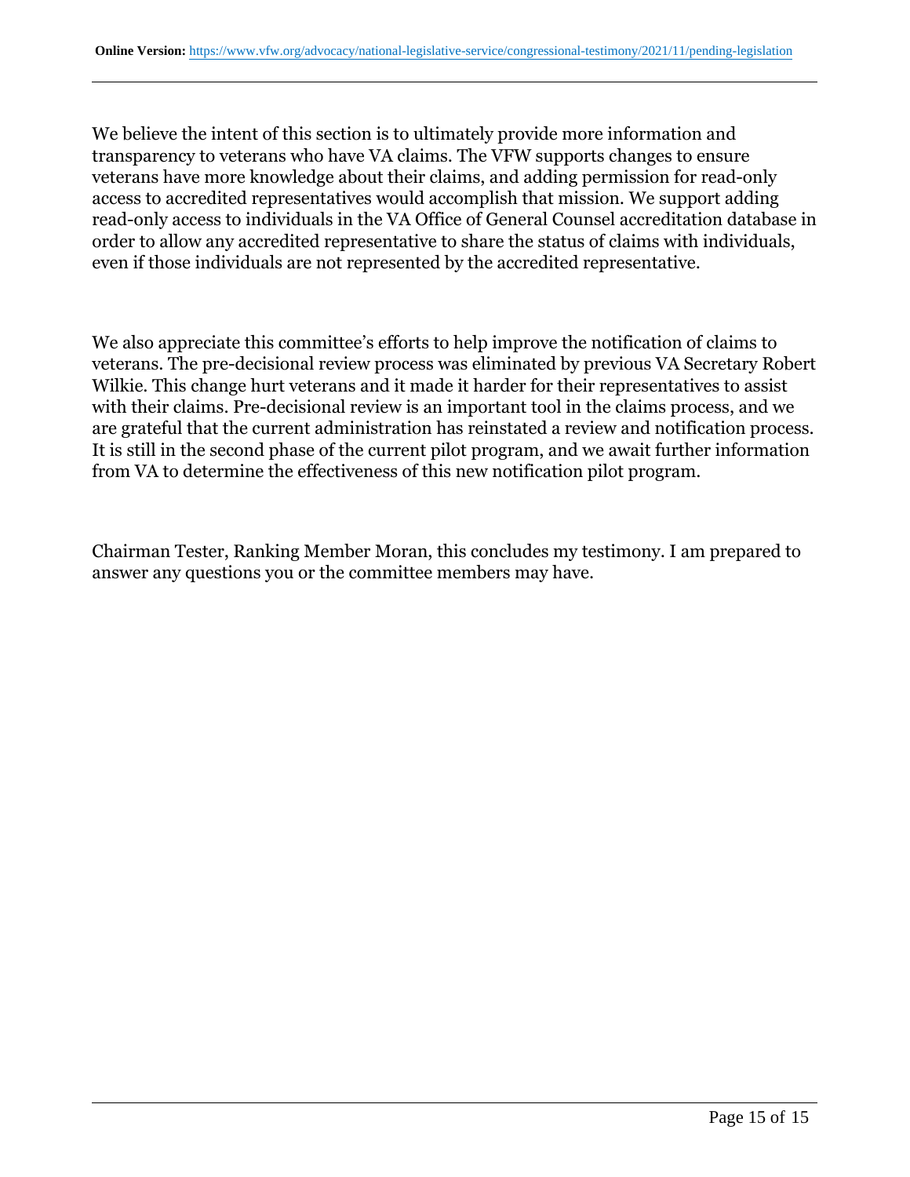We believe the intent of this section is to ultimately provide more information and transparency to veterans who have VA claims. The VFW supports changes to ensure veterans have more knowledge about their claims, and adding permission for read-only access to accredited representatives would accomplish that mission. We support adding read-only access to individuals in the VA Office of General Counsel accreditation database in order to allow any accredited representative to share the status of claims with individuals, even if those individuals are not represented by the accredited representative.

We also appreciate this committee's efforts to help improve the notification of claims to veterans. The pre-decisional review process was eliminated by previous VA Secretary Robert Wilkie. This change hurt veterans and it made it harder for their representatives to assist with their claims. Pre-decisional review is an important tool in the claims process, and we are grateful that the current administration has reinstated a review and notification process. It is still in the second phase of the current pilot program, and we await further information from VA to determine the effectiveness of this new notification pilot program.

Chairman Tester, Ranking Member Moran, this concludes my testimony. I am prepared to answer any questions you or the committee members may have.